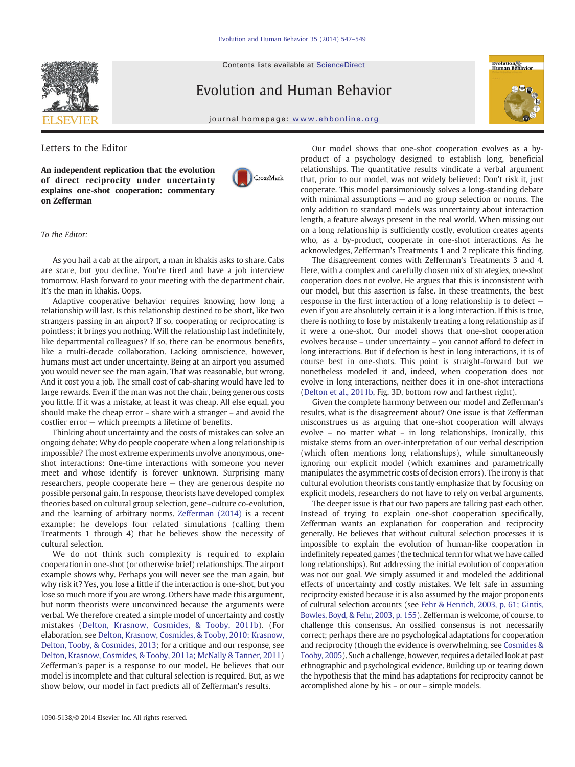Letters to the Editor

**An independent replication that the evolution of direct reciprocity under uncertainty explains one-shot cooperation: commentary on Zefferman**

*To the Editor:*

As you hail a cab at the airport, a man in khakis asks to share. Cabs are scare, but you decline. You're tired and have a job interview tomorrow. Flash forward to your meeting with the department chair. It's the man in khakis. Oops.

Adaptive cooperative behavior requires knowing how long a relationship will last. Is this relationship destined to be short, like two strangers passing in an airport? If so, cooperating or reciprocating is pointless; it brings you nothing. Will the relationship last indefinitely, like departmental colleagues? If so, there can be enormous benefits, like a multi-decade collaboration. Lacking omniscience, however, humans must act under uncertainty. Being at an airport you assumed you would never see the man again. That was reasonable, but wrong. And it cost you a job. The small cost of cab-sharing would have led to large rewards. Even if the man was not the chair, being generous costs you little. If it was a mistake, at least it was cheap. All else equal, you should make the cheap error – share with a stranger – and avoid the costlier error — which preempts a lifetime of benefits.

Thinking about uncertainty and the costs of mistakes can solve an ongoing debate: Why do people cooperate when a long relationship is impossible? The most extreme experiments involve anonymous, one-shot interactions: One-time interactions with someone you never meet and whose identify is forever unknown. Surprising many researchers, people cooperate here — they are generous despite no possible personal gain. In response, theorists have developed complex theories based on cultural group selection, gene–culture co-evolution, and the learning of arbitrary norms. Zefferman (2014) is a recent example; he develops four related simulations (calling them Treatments 1 through 4) that he believes show the necessity of cultural selection.

We do not think such complexity is required to explain cooperation in one-shot (or otherwise brief) relationships. The airport example shows why. Perhaps you will never see the man again, but why risk it? Yes, you lose a little if the interaction is one-shot, but you lose so much more if you are wrong. Others have made this argument, but norm theorists were unconvinced because the arguments were verbal. We therefore created a simple model of uncertainty and costly mistakes (Delton, Krasnow, Cosmides, & Tooby, 2011b). (For elaboration, see Delton, Krasnow, Cosmides, & Tooby, 2010; Krasnow, Delton, Tooby, & Cosmides, 2013; for a critique and our response, see Delton, Krasnow, Cosmides, & Tooby, 2011a; McNally & Tanner, 2011) Zefferman's paper is a response to our model. He believes that our model is incomplete and that cultural selection is required. But, as we show below, our model in fact predicts all of Zefferman's results.

Our model shows that one-shot cooperation evolves as a by-product of a psychology designed to establish long, beneficial relationships. The quantitative results vindicate a verbal argument that, prior to our model, was not widely believed: Don't risk it, just cooperate. This model parsimoniously solves a long-standing debate with minimal assumptions — and no group selection or norms. The only addition to standard models was uncertainty about interaction length, a feature always present in the real world. When missing out on a long relationship is sufficiently costly, evolution creates agents who, as a by-product, cooperate in one-shot interactions. As he acknowledges, Zefferman's Treatments 1 and 2 replicate this finding.

The disagreement comes with Zefferman's Treatments 3 and 4. Here, with a complex and carefully chosen mix of strategies, one-shot cooperation does not evolve. He argues that this is inconsistent with our model, but this assertion is false. In these treatments, the best response in the first interaction of a long relationship is to defect — even if you are absolutely certain it is a long interaction. If this is true, there is nothing to lose by mistakenly treating a long relationship as if it were a one-shot. Our model shows that one-shot cooperation evolves because – under uncertainty – you cannot afford to defect in long interactions. But if defection is best in long interactions, it is of course best in one-shots. This point is straight-forward but we nonetheless modeled it and, indeed, when cooperation does not evolve in long interactions, neither does it in one-shot interactions (Delton et al., 2011b, Fig. 3D, bottom row and farthest right).

Given the complete harmony between our model and Zefferman's results, what is the disagreement about? One issue is that Zefferman misconstrues us as arguing that one-shot cooperation will always evolve – no matter what – in long relationships. Ironically, this mistake stems from an over-interpretation of our verbal description (which often mentions long relationships), while simultaneously ignoring our explicit model (which examines and parametrically manipulates the asymmetric costs of decision errors). The irony is that cultural evolution theorists constantly emphasize that by focusing on explicit models, researchers do not have to rely on verbal arguments.

The deeper issue is that our two papers are talking past each other. Instead of trying to explain one-shot cooperation specifically, Zefferman wants an explanation for cooperation and reciprocity generally. He believes that without cultural selection processes it is impossible to explain the evolution of human-like cooperation in indefinitely repeated games (the technical term for what we have called long relationships). But addressing the initial evolution of cooperation was not our goal. We simply assumed it and modeled the additional effects of uncertainty and costly mistakes. We felt safe in assuming reciprocity existed because it is also assumed by the major proponents of cultural selection accounts (see Fehr & Henrich, 2003, p. 61; Gintis, Bowles, Boyd, & Fehr, 2003, p. 155). Zefferman is welcome, of course, to challenge this consensus. An ossified consensus is not necessarily correct; perhaps there are no psychological adaptations for cooperation and reciprocity (though the evidence is overwhelming, see Cosmides & Tooby, 2005). Such a challenge, however, requires a detailed look at past ethnographic and psychological evidence. Building up or tearing down the hypothesis that the mind has adaptations for reciprocity cannot be accomplished alone by his – or our – simple models.

1090-5138/© 2014 Elsevier Inc. All rights reserved.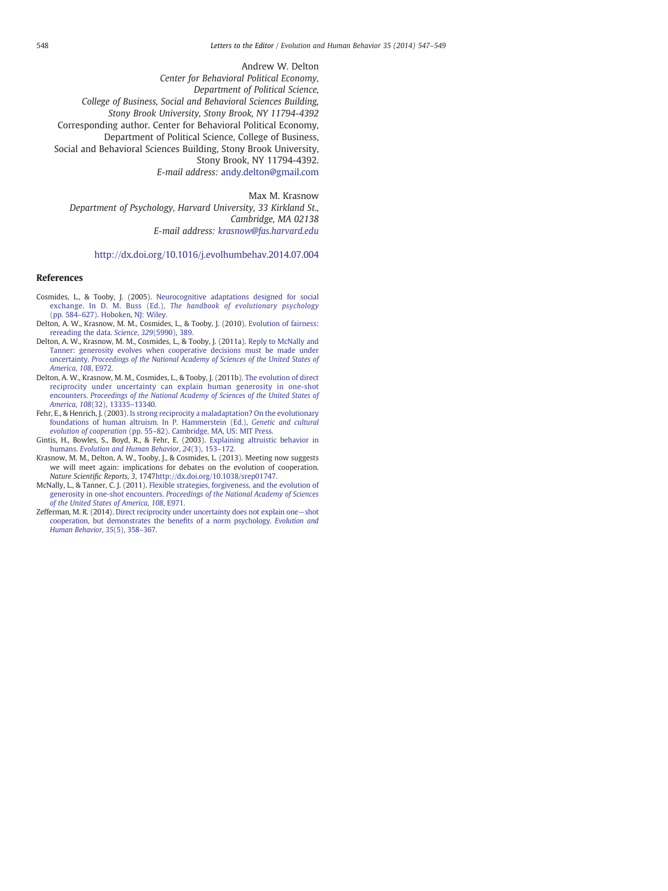Andrew W. Delton
*Center for Behavioral Political Economy,*
*Department of Political Science,*
*College of Business, Social and Behavioral Sciences Building,*
*Stony Brook University, Stony Brook, NY 11794-4392*
Corresponding author. Center for Behavioral Political Economy,
Department of Political Science, College of Business,
Social and Behavioral Sciences Building, Stony Brook University,
Stony Brook, NY 11794-4392.
*E-mail address:* andy.delton@gmail.com

Max M. Krasnow
*Department of Psychology, Harvard University, 33 Kirkland St.,*
*Cambridge, MA 02138*
*E-mail address: krasnow@fas.harvard.edu*

http://dx.doi.org/10.1016/j.evolhumbehav.2014.07.004

## References

Cosmides, L., & Tooby, J. (2005). Neurocognitive adaptations designed for social exchange. In D. M. Buss (Ed.), *The handbook of evolutionary psychology* (pp. 584–627). Hoboken, NJ: Wiley.

Delton, A. W., Krasnow, M. M., Cosmides, L., & Tooby, J. (2010). Evolution of fairness: rereading the data. *Science*, *329*(5990), 389.

Delton, A. W., Krasnow, M. M., Cosmides, L., & Tooby, J. (2011a). Reply to McNally and Tanner: generosity evolves when cooperative decisions must be made under uncertainty. *Proceedings of the National Academy of Sciences of the United States of America*, *108*, E972.

Delton, A. W., Krasnow, M. M., Cosmides, L., & Tooby, J. (2011b). The evolution of direct reciprocity under uncertainty can explain human generosity in one-shot encounters. *Proceedings of the National Academy of Sciences of the United States of America*, *108*(32), 13335–13340.

Fehr, E., & Henrich, J. (2003). Is strong reciprocity a maladaptation? On the evolutionary foundations of human altruism. In P. Hammerstein (Ed.), *Genetic and cultural evolution of cooperation* (pp. 55–82). Cambridge, MA, US: MIT Press.

Gintis, H., Bowles, S., Boyd, R., & Fehr, E. (2003). Explaining altruistic behavior in humans. *Evolution and Human Behavior*, *24*(3), 153–172.

Krasnow, M. M., Delton, A. W., Tooby, J., & Cosmides, L. (2013). Meeting now suggests we will meet again: implications for debates on the evolution of cooperation. *Nature Scientific Reports*, *3*, 1747http://dx.doi.org/10.1038/srep01747.

McNally, L., & Tanner, C. J. (2011). Flexible strategies, forgiveness, and the evolution of generosity in one-shot encounters. *Proceedings of the National Academy of Sciences of the United States of America*, *108*, E971.

Zefferman, M. R. (2014). Direct reciprocity under uncertainty does not explain one—shot cooperation, but demonstrates the benefits of a norm psychology. *Evolution and Human Behavior*, *35*(5), 358–367.